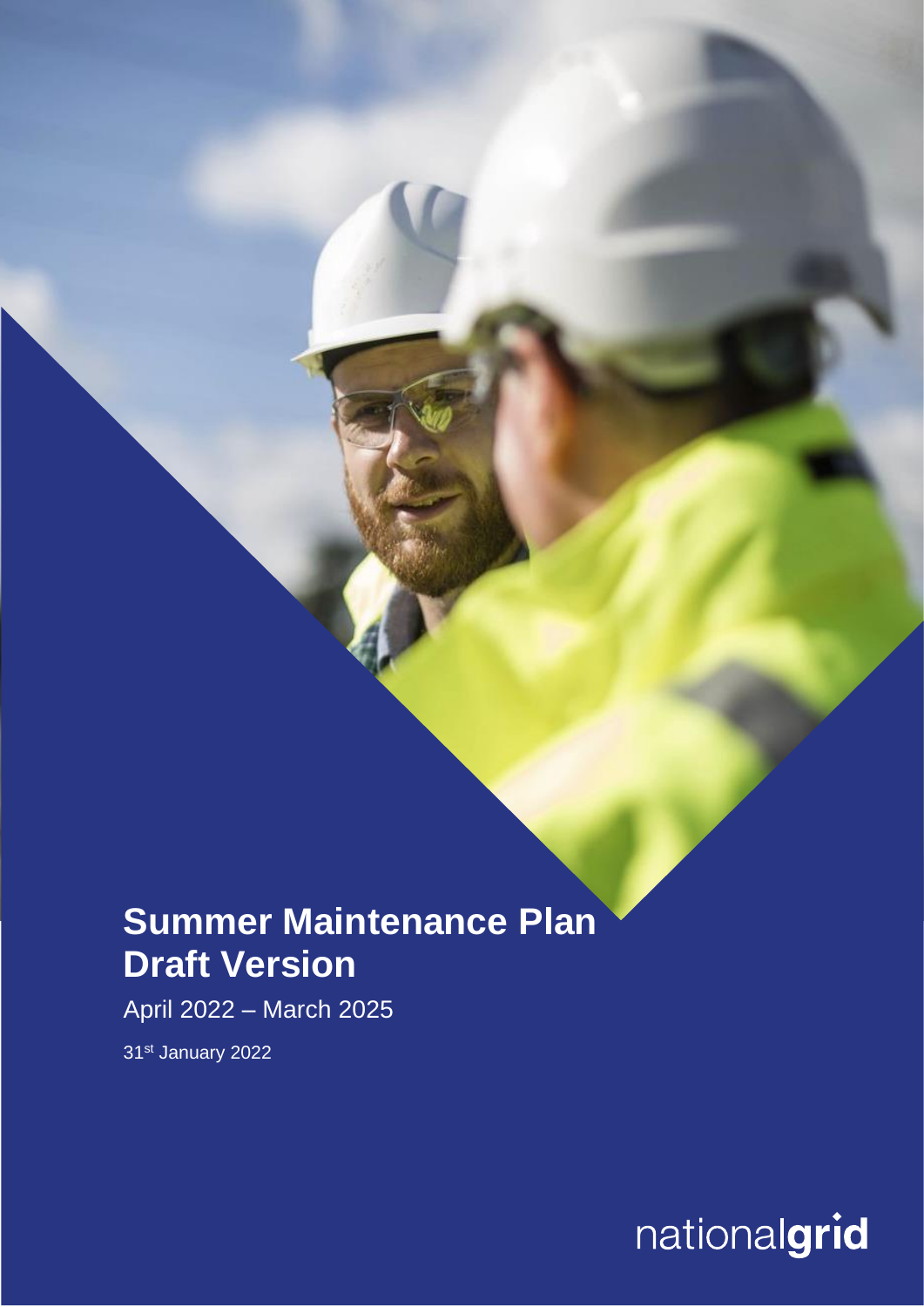# Summer Maintenance Plan Draft Version

April 2022 – March 2025

31st January 2022

nationalgrid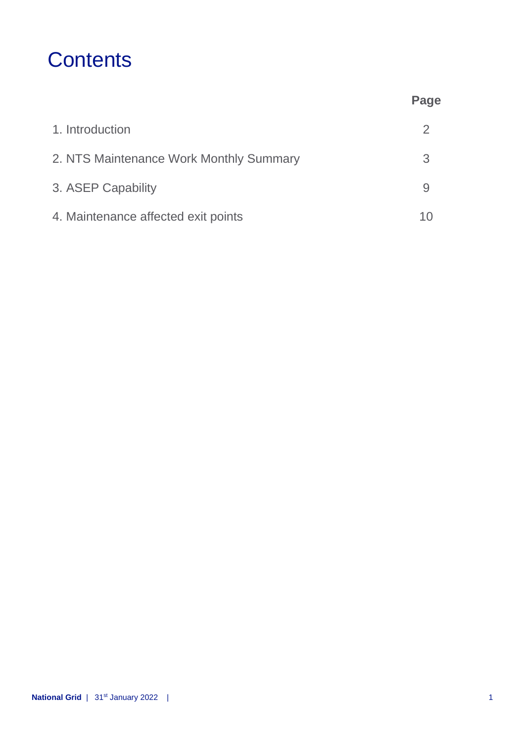# Contents

| | Page |
|---|---|
| 1. Introduction | 2 |
| 2. NTS Maintenance Work Monthly Summary | 3 |
| 3. ASEP Capability | 9 |
| 4. Maintenance affected exit points | 10 |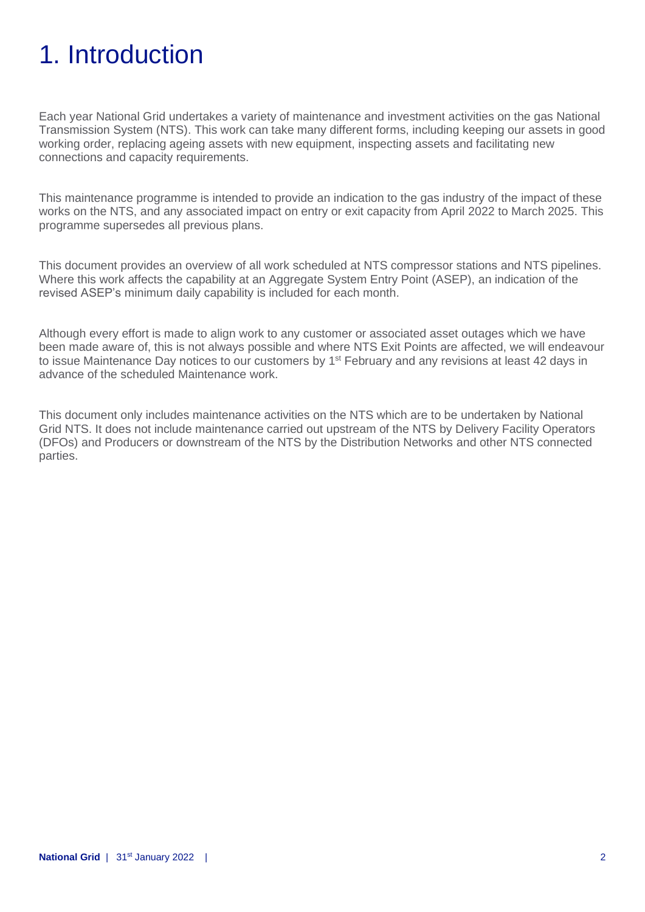# 1. Introduction

Each year National Grid undertakes a variety of maintenance and investment activities on the gas National Transmission System (NTS). This work can take many different forms, including keeping our assets in good working order, replacing ageing assets with new equipment, inspecting assets and facilitating new connections and capacity requirements.

This maintenance programme is intended to provide an indication to the gas industry of the impact of these works on the NTS, and any associated impact on entry or exit capacity from April 2022 to March 2025. This programme supersedes all previous plans.

This document provides an overview of all work scheduled at NTS compressor stations and NTS pipelines. Where this work affects the capability at an Aggregate System Entry Point (ASEP), an indication of the revised ASEP's minimum daily capability is included for each month.

Although every effort is made to align work to any customer or associated asset outages which we have been made aware of, this is not always possible and where NTS Exit Points are affected, we will endeavour to issue Maintenance Day notices to our customers by 1st February and any revisions at least 42 days in advance of the scheduled Maintenance work.

This document only includes maintenance activities on the NTS which are to be undertaken by National Grid NTS. It does not include maintenance carried out upstream of the NTS by Delivery Facility Operators (DFOs) and Producers or downstream of the NTS by the Distribution Networks and other NTS connected parties.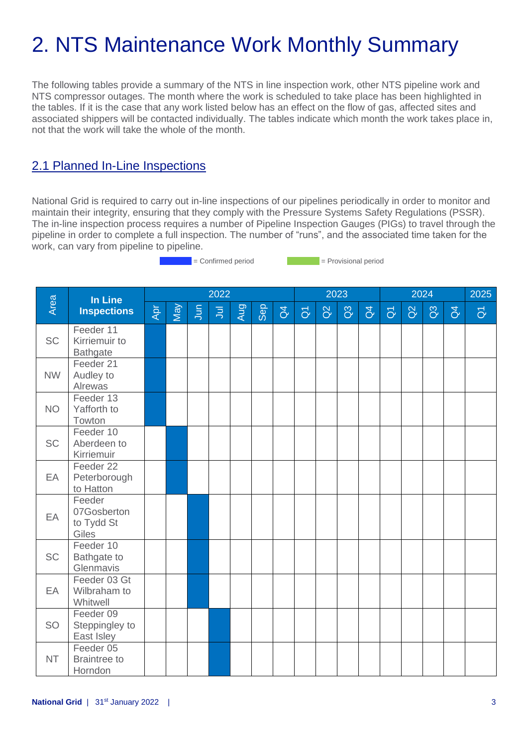# 2. NTS Maintenance Work Monthly Summary

The following tables provide a summary of the NTS in line inspection work, other NTS pipeline work and NTS compressor outages. The month where the work is scheduled to take place has been highlighted in the tables. If it is the case that any work listed below has an effect on the flow of gas, affected sites and associated shippers will be contacted individually. The tables indicate which month the work takes place in, not that the work will take the whole of the month.

## 2.1 Planned In-Line Inspections

National Grid is required to carry out in-line inspections of our pipelines periodically in order to monitor and maintain their integrity, ensuring that they comply with the Pressure Systems Safety Regulations (PSSR). The in-line inspection process requires a number of Pipeline Inspection Gauges (PIGs) to travel through the pipeline in order to complete a full inspection. The number of "runs", and the associated time taken for the work, can vary from pipeline to pipeline.

■ = Confirmed period ■ = Provisional period

| Area | In Line Inspections | 2022 | | | | | | | 2023 | | | | 2024 | | | | 2025 |
|---|---|---|---|---|---|---|---|---|---|---|---|---|---|---|---|---|---|
| | | Apr | May | Jun | Jul | Aug | Sep | Q4 | Q1 | Q2 | Q3 | Q4 | Q1 | Q2 | Q3 | Q4 | Q1 |
| SC | Feeder 11 Kirriemuir to Bathgate | Confirmed | | | | | | | | | | | | | | | |
| NW | Feeder 21 Audley to Alrewas | Confirmed | | | | | | | | | | | | | | | |
| NO | Feeder 13 Yafforth to Towton | Confirmed | | | | | | | | | | | | | | | |
| SC | Feeder 10 Aberdeen to Kirriemuir | | Confirmed | | | | | | | | | | | | | | |
| EA | Feeder 22 Peterborough to Hatton | | Confirmed | | | | | | | | | | | | | | |
| EA | Feeder 07Gosberton to Tydd St Giles | | | Confirmed | | | | | | | | | | | | | |
| SC | Feeder 10 Bathgate to Glenmavis | | | Confirmed | | | | | | | | | | | | | |
| EA | Feeder 03 Gt Wilbraham to Whitwell | | | Confirmed | | | | | | | | | | | | | |
| SO | Feeder 09 Steppingley to East Isley | | | | Confirmed | | | | | | | | | | | | |
| NT | Feeder 05 Braintree to Horndon | | | | Confirmed | | | | | | | | | | | | |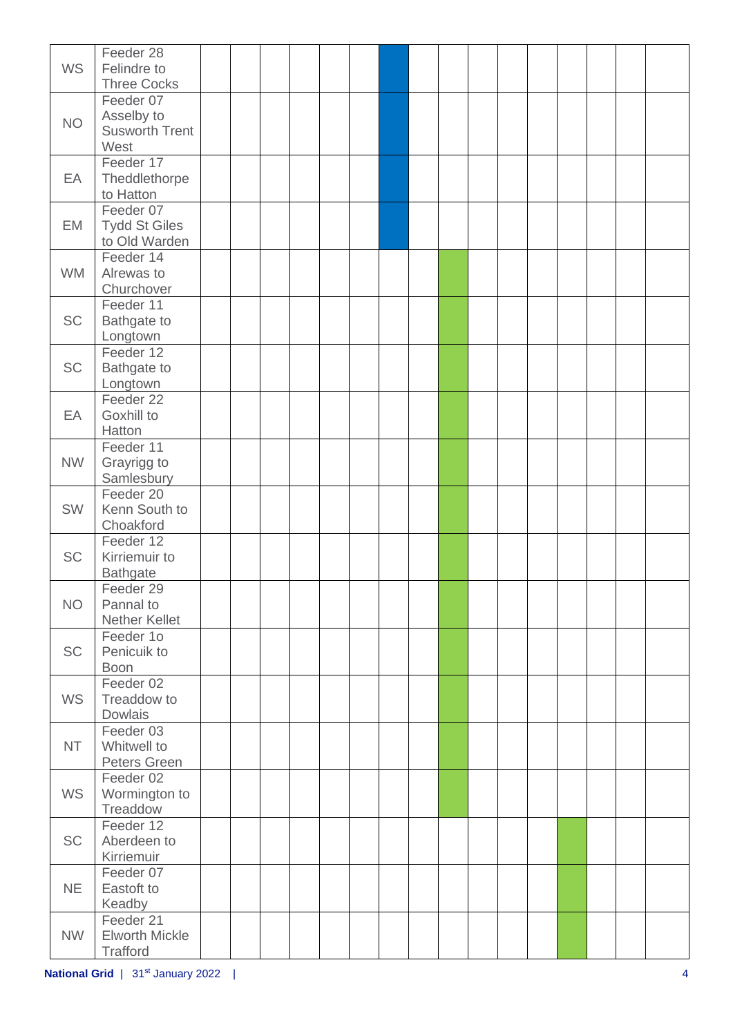| | | | | | | | | | | | | | | | | | |
|---|---|---|---|---|---|---|---|---|---|---|---|---|---|---|---|---|---|
| WS | Feeder 28 Felindre to Three Cocks | | | | | | | ■ | | | | | | | | | |
| NO | Feeder 07 Asselby to Susworth Trent West | | | | | | | ■ | | | | | | | | | |
| EA | Feeder 17 Theddlethorpe to Hatton | | | | | | | ■ | | | | | | | | | |
| EM | Feeder 07 Tydd St Giles to Old Warden | | | | | | | ■ | | | | | | | | | |
| WM | Feeder 14 Alrewas to Churchover | | | | | | | | | ■ | | | | | | | |
| SC | Feeder 11 Bathgate to Longtown | | | | | | | | | ■ | | | | | | | |
| SC | Feeder 12 Bathgate to Longtown | | | | | | | | | ■ | | | | | | | |
| EA | Feeder 22 Goxhill to Hatton | | | | | | | | | ■ | | | | | | | |
| NW | Feeder 11 Grayrigg to Samlesbury | | | | | | | | | ■ | | | | | | | |
| SW | Feeder 20 Kenn South to Choakford | | | | | | | | | ■ | | | | | | | |
| SC | Feeder 12 Kirriemuir to Bathgate | | | | | | | | | ■ | | | | | | | |
| NO | Feeder 29 Pannal to Nether Kellet | | | | | | | | | ■ | | | | | | | |
| SC | Feeder 1o Penicuik to Boon | | | | | | | | | ■ | | | | | | | |
| WS | Feeder 02 Treaddow to Dowlais | | | | | | | | | ■ | | | | | | | |
| NT | Feeder 03 Whitwell to Peters Green | | | | | | | | | ■ | | | | | | | |
| WS | Feeder 02 Wormington to Treaddow | | | | | | | | | ■ | | | | | | | |
| SC | Feeder 12 Aberdeen to Kirriemuir | | | | | | | | | | | | | ■ | | | |
| NE | Feeder 07 Eastoft to Keadby | | | | | | | | | | | | | ■ | | | |
| NW | Feeder 21 Elworth Mickle Trafford | | | | | | | | | | | | | ■ | | | |

**National Grid** | 31st January 2022 |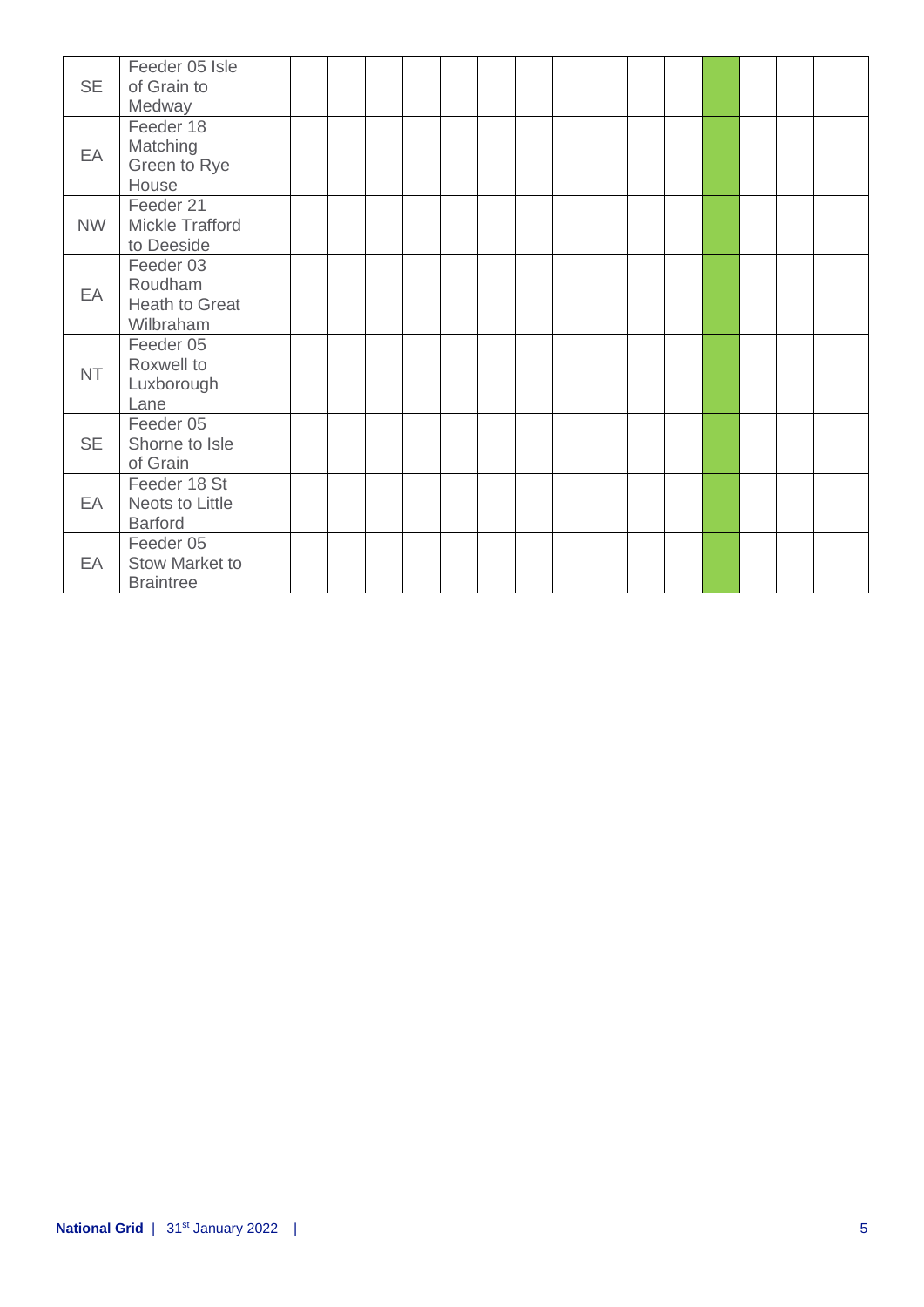| | | | | | | | | | | | | | | | | | |
|---|---|---|---|---|---|---|---|---|---|---|---|---|---|---|---|---|---|
| SE | Feeder 05 Isle of Grain to Medway | | | | | | | | | | | | | | | | |
| EA | Feeder 18 Matching Green to Rye House | | | | | | | | | | | | | | | | |
| NW | Feeder 21 Mickle Trafford to Deeside | | | | | | | | | | | | | | | | |
| EA | Feeder 03 Roudham Heath to Great Wilbraham | | | | | | | | | | | | | | | | |
| NT | Feeder 05 Roxwell to Luxborough Lane | | | | | | | | | | | | | | | | |
| SE | Feeder 05 Shorne to Isle of Grain | | | | | | | | | | | | | | | | |
| EA | Feeder 18 St Neots to Little Barford | | | | | | | | | | | | | | | | |
| EA | Feeder 05 Stow Market to Braintree | | | | | | | | | | | | | | | | |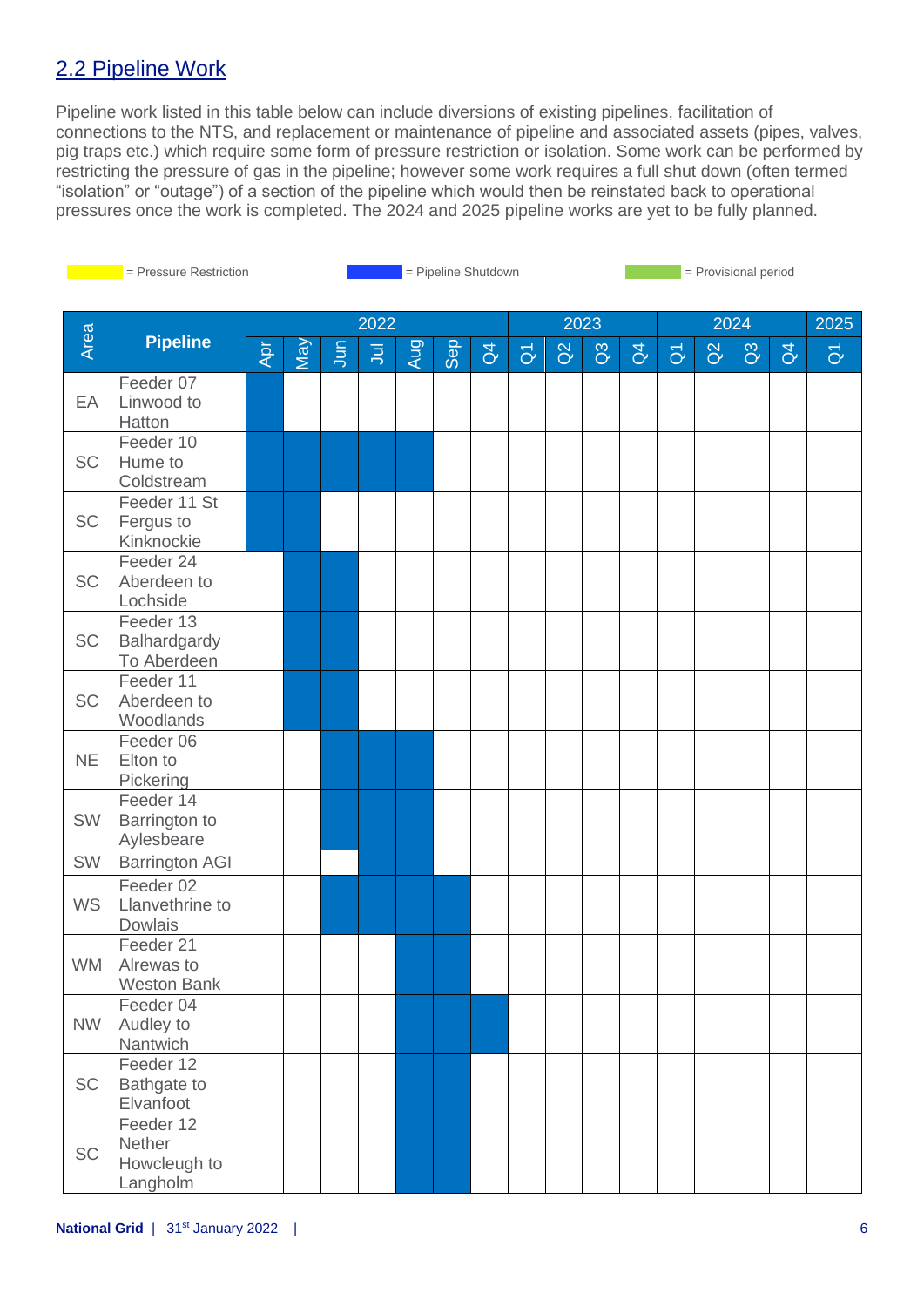## 2.2 Pipeline Work

Pipeline work listed in this table below can include diversions of existing pipelines, facilitation of connections to the NTS, and replacement or maintenance of pipeline and associated assets (pipes, valves, pig traps etc.) which require some form of pressure restriction or isolation. Some work can be performed by restricting the pressure of gas in the pipeline; however some work requires a full shut down (often termed "isolation" or "outage") of a section of the pipeline which would then be reinstated back to operational pressures once the work is completed. The 2024 and 2025 pipeline works are yet to be fully planned.

= Pressure Restriction (yellow) = Pipeline Shutdown (blue, ■) = Provisional period (green)

| Area | Pipeline | 2022 | | | | | | | 2023 | | | | 2024 | | | | 2025 |
|---|---|---|---|---|---|---|---|---|---|---|---|---|---|---|---|---|---|
| | | Apr | May | Jun | Jul | Aug | Sep | Q4 | Q1 | Q2 | Q3 | Q4 | Q1 | Q2 | Q3 | Q4 | Q1 |
| EA | Feeder 07 Linwood to Hatton | ■ | | | | | | | | | | | | | | | |
| SC | Feeder 10 Hume to Coldstream | ■ | ■ | ■ | ■ | ■ | | | | | | | | | | | |
| SC | Feeder 11 St Fergus to Kinknockie | ■ | ■ | | | | | | | | | | | | | | |
| SC | Feeder 24 Aberdeen to Lochside | | ■ | ■ | | | | | | | | | | | | | |
| SC | Feeder 13 Balhardgardy To Aberdeen | | ■ | ■ | | | | | | | | | | | | | |
| SC | Feeder 11 Aberdeen to Woodlands | | ■ | ■ | | | | | | | | | | | | | |
| NE | Feeder 06 Elton to Pickering | | | ■ | ■ | ■ | | | | | | | | | | | |
| SW | Feeder 14 Barrington to Aylesbeare | | | ■ | ■ | ■ | | | | | | | | | | | |
| SW | Barrington AGI | | | | ■ | ■ | | | | | | | | | | | |
| WS | Feeder 02 Llanvethrine to Dowlais | | | ■ | ■ | ■ | ■ | | | | | | | | | | |
| WM | Feeder 21 Alrewas to Weston Bank | | | | | ■ | ■ | | | | | | | | | | |
| NW | Feeder 04 Audley to Nantwich | | | | | ■ | ■ | ■ | | | | | | | | | |
| SC | Feeder 12 Bathgate to Elvanfoot | | | | | ■ | ■ | | | | | | | | | | |
| SC | Feeder 12 Nether Howcleugh to Langholm | | | | | ■ | ■ | | | | | | | | | | |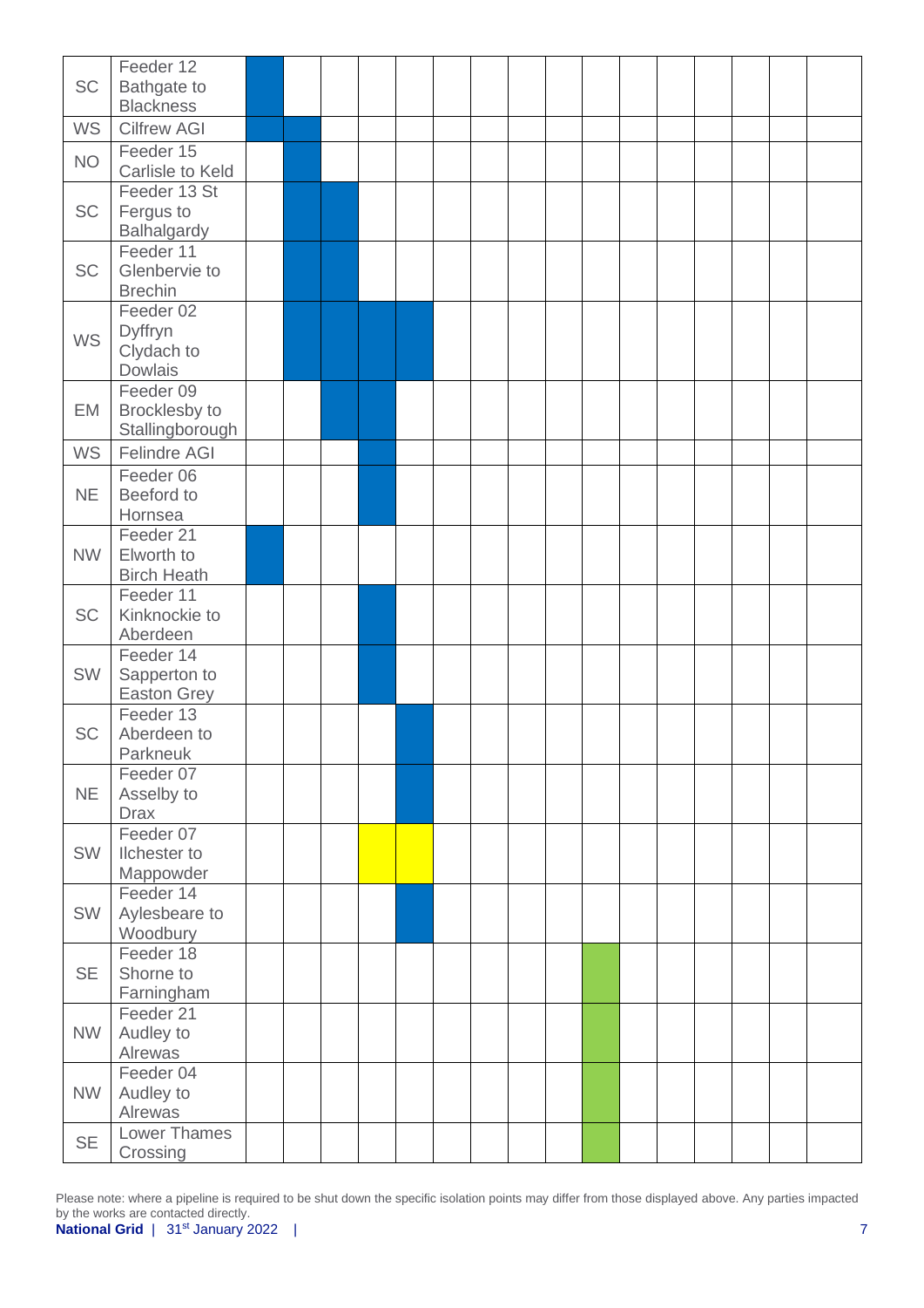| | | | | | | | | | | | | | | | | | |
|---|---|---|---|---|---|---|---|---|---|---|---|---|---|---|---|---|---|
| SC | Feeder 12 Bathgate to Blackness | | | | | | | | | | | | | | | | |
| WS | Cilfrew AGI | | | | | | | | | | | | | | | | |
| NO | Feeder 15 Carlisle to Keld | | | | | | | | | | | | | | | | |
| SC | Feeder 13 St Fergus to Balhalgardy | | | | | | | | | | | | | | | | |
| SC | Feeder 11 Glenbervie to Brechin | | | | | | | | | | | | | | | | |
| WS | Feeder 02 Dyffryn Clydach to Dowlais | | | | | | | | | | | | | | | | |
| EM | Feeder 09 Brocklesby to Stallingborough | | | | | | | | | | | | | | | | |
| WS | Felindre AGI | | | | | | | | | | | | | | | | |
| NE | Feeder 06 Beeford to Hornsea | | | | | | | | | | | | | | | | |
| NW | Feeder 21 Elworth to Birch Heath | | | | | | | | | | | | | | | | |
| SC | Feeder 11 Kinknockie to Aberdeen | | | | | | | | | | | | | | | | |
| SW | Feeder 14 Sapperton to Easton Grey | | | | | | | | | | | | | | | | |
| SC | Feeder 13 Aberdeen to Parkneuk | | | | | | | | | | | | | | | | |
| NE | Feeder 07 Asselby to Drax | | | | | | | | | | | | | | | | |
| SW | Feeder 07 Ilchester to Mappowder | | | | | | | | | | | | | | | | |
| SW | Feeder 14 Aylesbeare to Woodbury | | | | | | | | | | | | | | | | |
| SE | Feeder 18 Shorne to Farningham | | | | | | | | | | | | | | | | |
| NW | Feeder 21 Audley to Alrewas | | | | | | | | | | | | | | | | |
| NW | Feeder 04 Audley to Alrewas | | | | | | | | | | | | | | | | |
| SE | Lower Thames Crossing | | | | | | | | | | | | | | | | |

Please note: where a pipeline is required to be shut down the specific isolation points may differ from those displayed above. Any parties impacted by the works are contacted directly.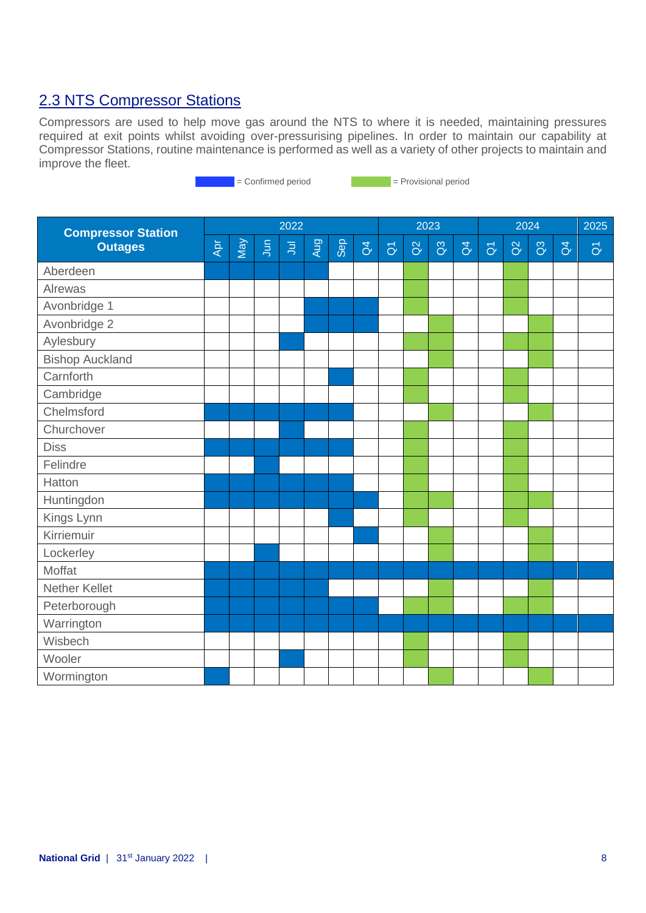## 2.3 NTS Compressor Stations

Compressors are used to help move gas around the NTS to where it is needed, maintaining pressures required at exit points whilst avoiding over-pressurising pipelines. In order to maintain our capability at Compressor Stations, routine maintenance is performed as well as a variety of other projects to maintain and improve the fleet.

C = Confirmed period    P = Provisional period

| Compressor Station Outages | 2022 | | | | | | | 2023 | | | | 2024 | | | | 2025 |
|---|---|---|---|---|---|---|---|---|---|---|---|---|---|---|---|---|
| | Apr | May | Jun | Jul | Aug | Sep | Q4 | Q1 | Q2 | Q3 | Q4 | Q1 | Q2 | Q3 | Q4 | Q1 |
| Aberdeen | C | C | C | C | C | | | | P | | | | P | | | |
| Alrewas | | | | | | | | | P | | | | P | | | |
| Avonbridge 1 | | | | | C | C | C | | P | | | | P | | | |
| Avonbridge 2 | | | | | C | C | C | | | P | | | | P | | |
| Aylesbury | | | | C | | | | | P | P | | | P | P | | |
| Bishop Auckland | | | | | | | | | | P | | | | P | | |
| Carnforth | | | | | | C | | | P | | | | P | | | |
| Cambridge | | | | | | | | | P | | | | P | | | |
| Chelmsford | C | C | C | C | C | C | | | | P | | | | P | | |
| Churchover | | | | C | | | | | P | | | | P | | | |
| Diss | C | C | C | C | C | C | | | P | | | | P | | | |
| Felindre | | | C | | | | | | P | | | | P | | | |
| Hatton | C | C | C | C | C | C | | | P | | | | P | | | |
| Huntingdon | C | C | C | C | C | C | C | | P | P | | | P | P | | |
| Kings Lynn | | | | | | C | | | P | | | | P | | | |
| Kirriemuir | | | | | | | C | | | P | | | | P | | |
| Lockerley | | | C | | | | | | | P | | | | P | | |
| Moffat | C | C | C | C | C | C | C | C | C | C | C | C | C | C | C | C |
| Nether Kellet | C | C | C | C | C | | | | | P | | | | P | | |
| Peterborough | C | C | C | C | C | C | C | | P | P | | | P | P | | |
| Warrington | C | C | C | C | C | C | C | C | C | C | C | C | C | C | C | C |
| Wisbech | | | | | | | | | P | | | | P | | | |
| Wooler | | | | C | | | | | P | | | | P | | | |
| Wormington | C | | | | | | | | | P | | | | P | | |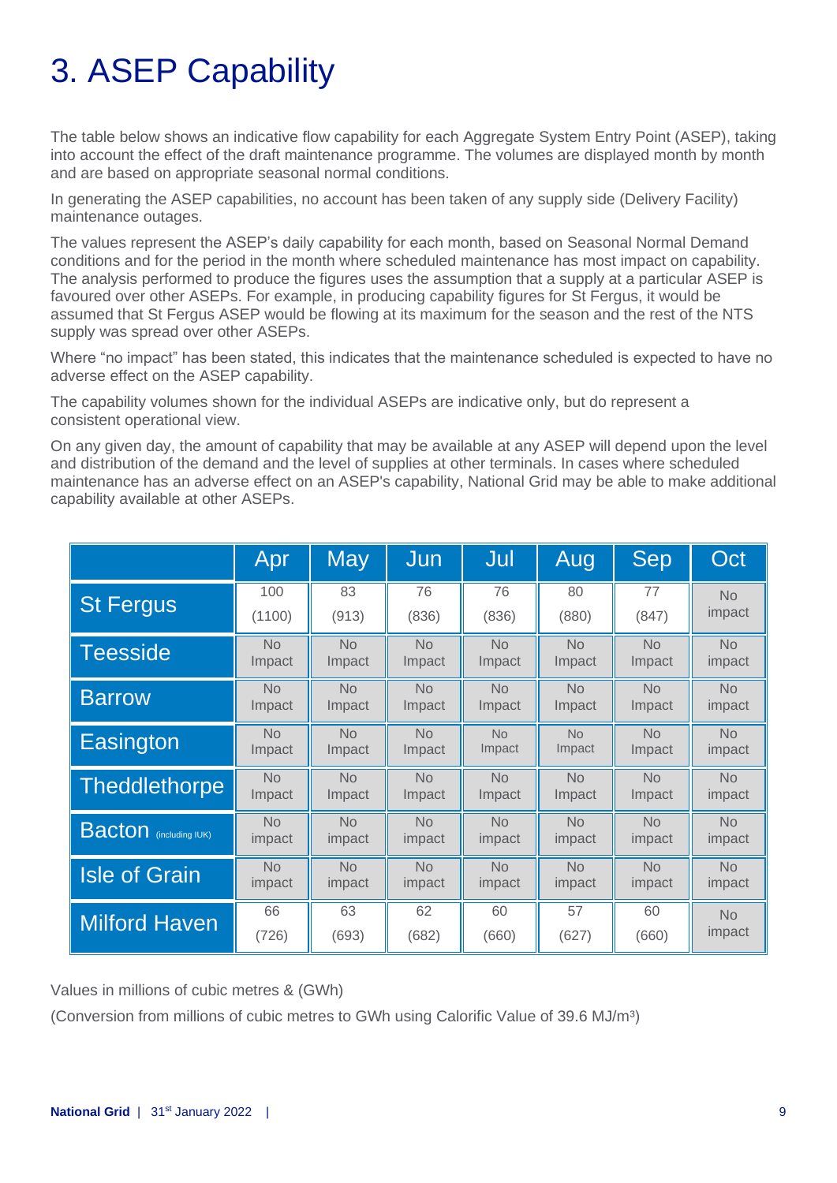# 3. ASEP Capability

The table below shows an indicative flow capability for each Aggregate System Entry Point (ASEP), taking into account the effect of the draft maintenance programme. The volumes are displayed month by month and are based on appropriate seasonal normal conditions.

In generating the ASEP capabilities, no account has been taken of any supply side (Delivery Facility) maintenance outages.

The values represent the ASEP's daily capability for each month, based on Seasonal Normal Demand conditions and for the period in the month where scheduled maintenance has most impact on capability. The analysis performed to produce the figures uses the assumption that a supply at a particular ASEP is favoured over other ASEPs. For example, in producing capability figures for St Fergus, it would be assumed that St Fergus ASEP would be flowing at its maximum for the season and the rest of the NTS supply was spread over other ASEPs.

Where "no impact" has been stated, this indicates that the maintenance scheduled is expected to have no adverse effect on the ASEP capability.

The capability volumes shown for the individual ASEPs are indicative only, but do represent a consistent operational view.

On any given day, the amount of capability that may be available at any ASEP will depend upon the level and distribution of the demand and the level of supplies at other terminals. In cases where scheduled maintenance has an adverse effect on an ASEP's capability, National Grid may be able to make additional capability available at other ASEPs.

| | Apr | May | Jun | Jul | Aug | Sep | Oct |
|---|---|---|---|---|---|---|---|
| St Fergus | 100 (1100) | 83 (913) | 76 (836) | 76 (836) | 80 (880) | 77 (847) | No impact |
| Teesside | No Impact | No Impact | No Impact | No Impact | No Impact | No Impact | No impact |
| Barrow | No Impact | No Impact | No Impact | No Impact | No Impact | No Impact | No impact |
| Easington | No Impact | No Impact | No Impact | No Impact | No Impact | No Impact | No impact |
| Theddlethorpe | No Impact | No Impact | No Impact | No Impact | No Impact | No Impact | No impact |
| Bacton (including IUK) | No impact | No impact | No impact | No impact | No impact | No impact | No impact |
| Isle of Grain | No impact | No impact | No impact | No impact | No impact | No impact | No impact |
| Milford Haven | 66 (726) | 63 (693) | 62 (682) | 60 (660) | 57 (627) | 60 (660) | No impact |

Values in millions of cubic metres & (GWh)

(Conversion from millions of cubic metres to GWh using Calorific Value of 39.6 MJ/m$^3$)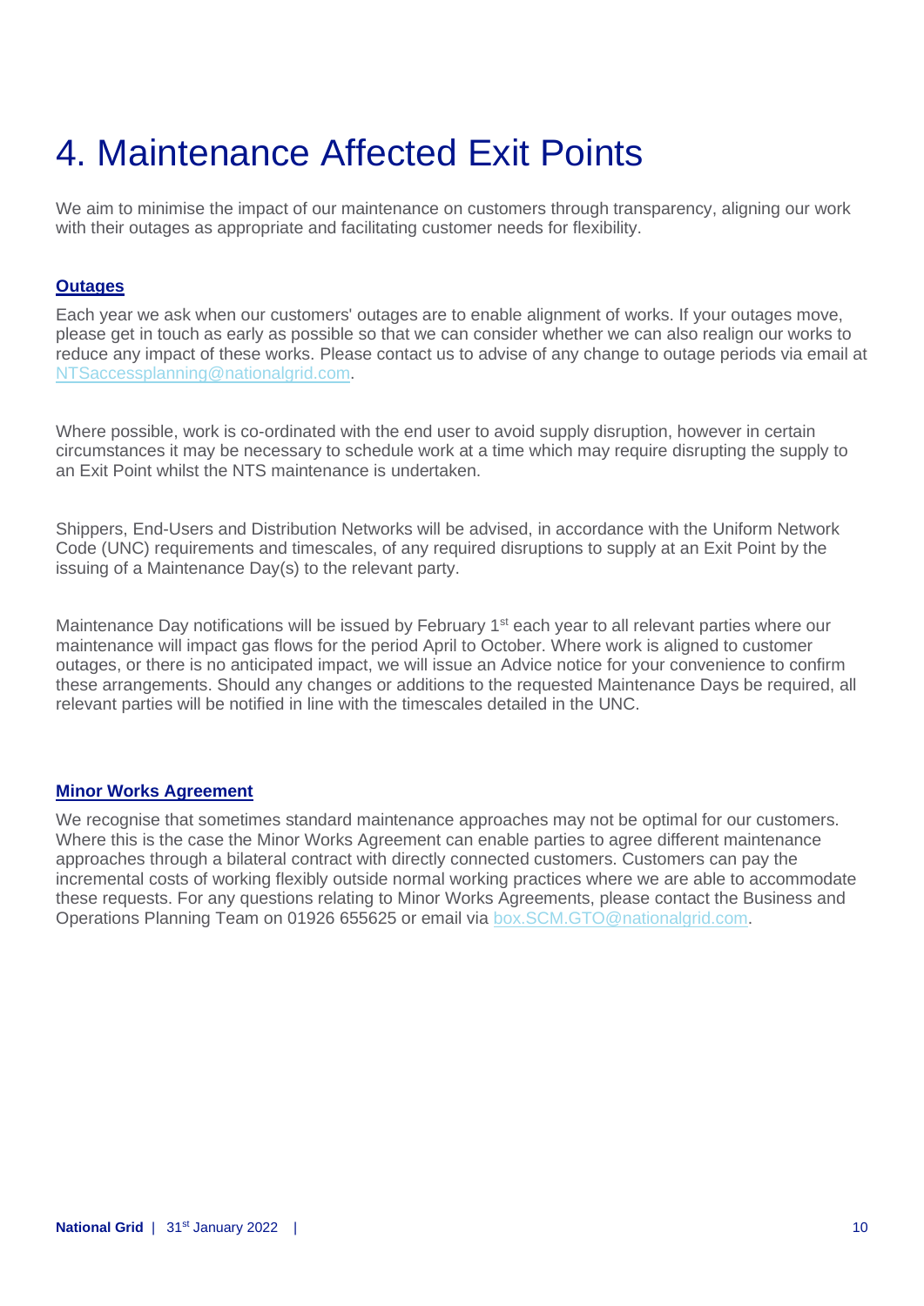# 4. Maintenance Affected Exit Points

We aim to minimise the impact of our maintenance on customers through transparency, aligning our work with their outages as appropriate and facilitating customer needs for flexibility.

**Outages**

Each year we ask when our customers' outages are to enable alignment of works. If your outages move, please get in touch as early as possible so that we can consider whether we can also realign our works to reduce any impact of these works. Please contact us to advise of any change to outage periods via email at NTSaccessplanning@nationalgrid.com.

Where possible, work is co-ordinated with the end user to avoid supply disruption, however in certain circumstances it may be necessary to schedule work at a time which may require disrupting the supply to an Exit Point whilst the NTS maintenance is undertaken.

Shippers, End-Users and Distribution Networks will be advised, in accordance with the Uniform Network Code (UNC) requirements and timescales, of any required disruptions to supply at an Exit Point by the issuing of a Maintenance Day(s) to the relevant party.

Maintenance Day notifications will be issued by February 1st each year to all relevant parties where our maintenance will impact gas flows for the period April to October. Where work is aligned to customer outages, or there is no anticipated impact, we will issue an Advice notice for your convenience to confirm these arrangements. Should any changes or additions to the requested Maintenance Days be required, all relevant parties will be notified in line with the timescales detailed in the UNC.

**Minor Works Agreement**

We recognise that sometimes standard maintenance approaches may not be optimal for our customers. Where this is the case the Minor Works Agreement can enable parties to agree different maintenance approaches through a bilateral contract with directly connected customers. Customers can pay the incremental costs of working flexibly outside normal working practices where we are able to accommodate these requests. For any questions relating to Minor Works Agreements, please contact the Business and Operations Planning Team on 01926 655625 or email via box.SCM.GTO@nationalgrid.com.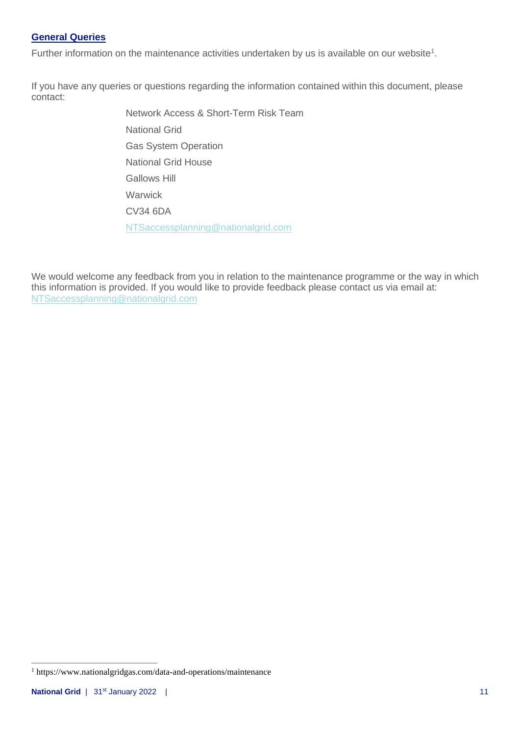## General Queries

Further information on the maintenance activities undertaken by us is available on our website[1].

If you have any queries or questions regarding the information contained within this document, please contact:

Network Access & Short-Term Risk Team
National Grid
Gas System Operation
National Grid House
Gallows Hill
Warwick
CV34 6DA
NTSaccessplanning@nationalgrid.com

We would welcome any feedback from you in relation to the maintenance programme or the way in which this information is provided. If you would like to provide feedback please contact us via email at: NTSaccessplanning@nationalgrid.com

[1] https://www.nationalgridgas.com/data-and-operations/maintenance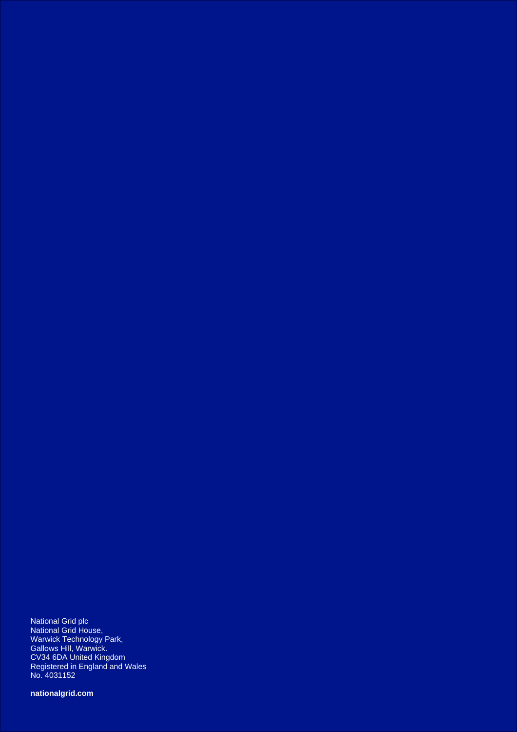National Grid plc
National Grid House,
Warwick Technology Park,
Gallows Hill, Warwick.
CV34 6DA United Kingdom
Registered in England and Wales
No. 4031152

**nationalgrid.com**